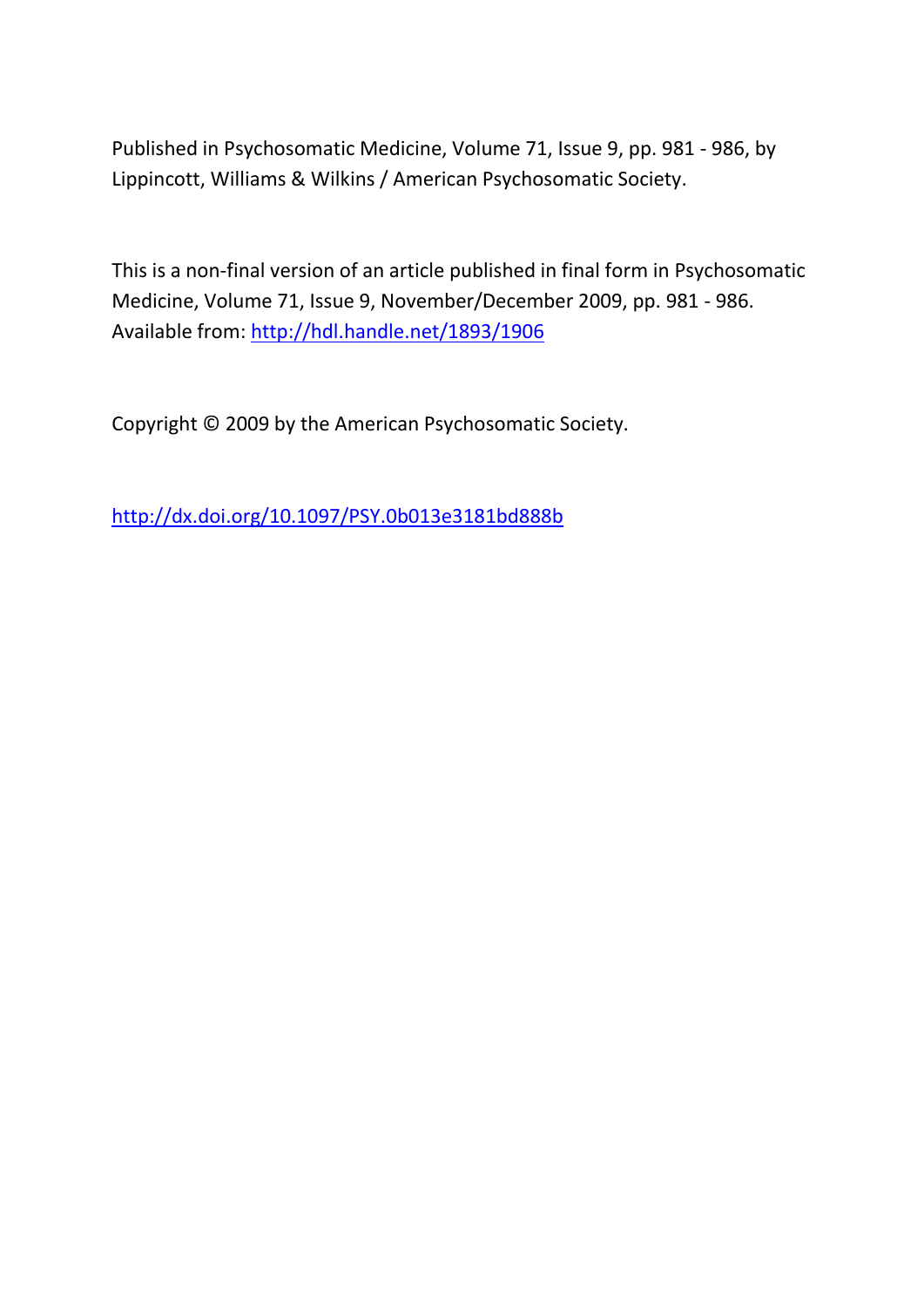Published in Psychosomatic Medicine, Volume 71, Issue 9, pp. 981 - 986, by Lippincott, Williams & Wilkins / American Psychosomatic Society.

This is a non-final version of an article published in final form in Psychosomatic Medicine, Volume 71, Issue 9, November/December 2009, pp. 981 - 986. Available from: http://hdl.handle.net/1893/1906

Copyright © 2009 by the American Psychosomatic Society.

http://dx.doi.org/10.1097/PSY.0b013e3181bd888b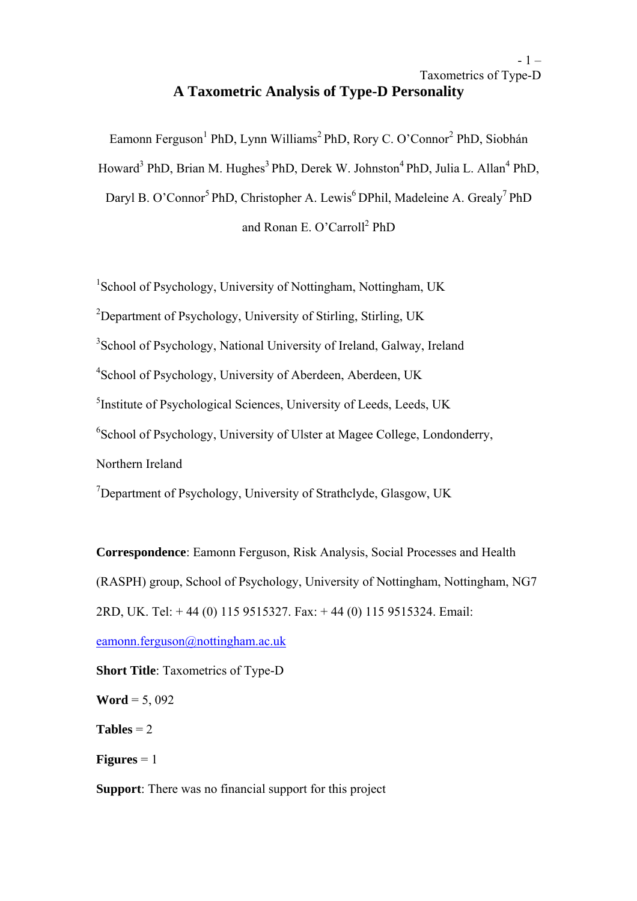# A Taxometric Analysis of Type-D Personality

Eamonn Ferguson[1] PhD, Lynn Williams[2] PhD, Rory C. O'Connor[2] PhD, Siobhán Howard[3] PhD, Brian M. Hughes[3] PhD, Derek W. Johnston[4] PhD, Julia L. Allan[4] PhD, Daryl B. O'Connor[5] PhD, Christopher A. Lewis[6] DPhil, Madeleine A. Grealy[7] PhD and Ronan E. O'Carroll[2] PhD

[1]School of Psychology, University of Nottingham, Nottingham, UK

[2]Department of Psychology, University of Stirling, Stirling, UK

[3]School of Psychology, National University of Ireland, Galway, Ireland

[4]School of Psychology, University of Aberdeen, Aberdeen, UK

[5]Institute of Psychological Sciences, University of Leeds, Leeds, UK

[6]School of Psychology, University of Ulster at Magee College, Londonderry, Northern Ireland

[7]Department of Psychology, University of Strathclyde, Glasgow, UK

**Correspondence**: Eamonn Ferguson, Risk Analysis, Social Processes and Health (RASPH) group, School of Psychology, University of Nottingham, Nottingham, NG7 2RD, UK. Tel: + 44 (0) 115 9515327. Fax: + 44 (0) 115 9515324. Email: eamonn.ferguson@nottingham.ac.uk

**Short Title**: Taxometrics of Type-D

**Word** = 5, 092

**Tables** = 2

**Figures** = 1

**Support**: There was no financial support for this project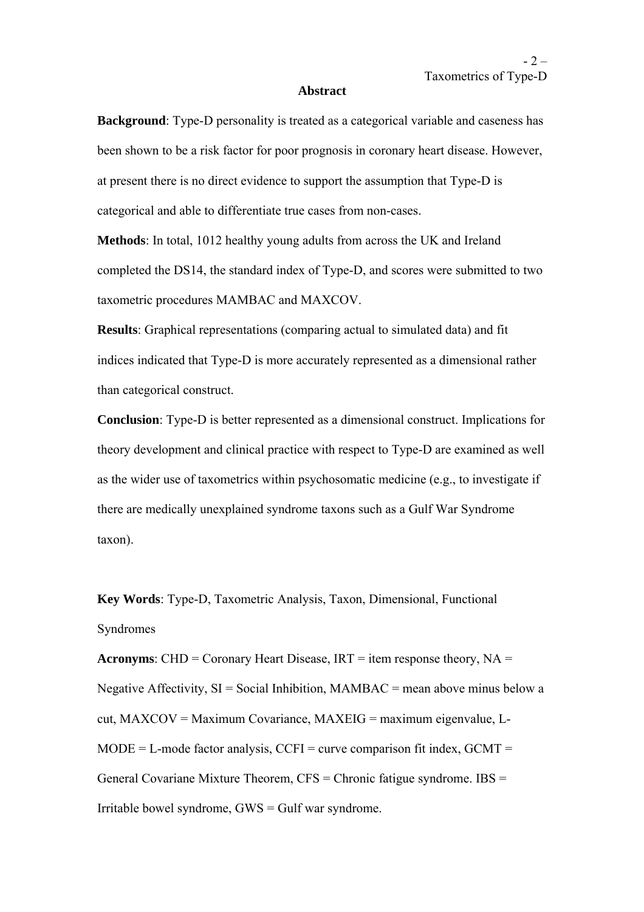## Abstract

**Background**: Type-D personality is treated as a categorical variable and caseness has been shown to be a risk factor for poor prognosis in coronary heart disease. However, at present there is no direct evidence to support the assumption that Type-D is categorical and able to differentiate true cases from non-cases.

**Methods**: In total, 1012 healthy young adults from across the UK and Ireland completed the DS14, the standard index of Type-D, and scores were submitted to two taxometric procedures MAMBAC and MAXCOV.

**Results**: Graphical representations (comparing actual to simulated data) and fit indices indicated that Type-D is more accurately represented as a dimensional rather than categorical construct.

**Conclusion**: Type-D is better represented as a dimensional construct. Implications for theory development and clinical practice with respect to Type-D are examined as well as the wider use of taxometrics within psychosomatic medicine (e.g., to investigate if there are medically unexplained syndrome taxons such as a Gulf War Syndrome taxon).

**Key Words**: Type-D, Taxometric Analysis, Taxon, Dimensional, Functional Syndromes

**Acronyms**: CHD = Coronary Heart Disease, IRT = item response theory, NA = Negative Affectivity, SI = Social Inhibition, MAMBAC = mean above minus below a cut, MAXCOV = Maximum Covariance, MAXEIG = maximum eigenvalue, L-MODE = L-mode factor analysis, CCFI = curve comparison fit index, GCMT = General Covariane Mixture Theorem, CFS = Chronic fatigue syndrome. IBS = Irritable bowel syndrome, GWS = Gulf war syndrome.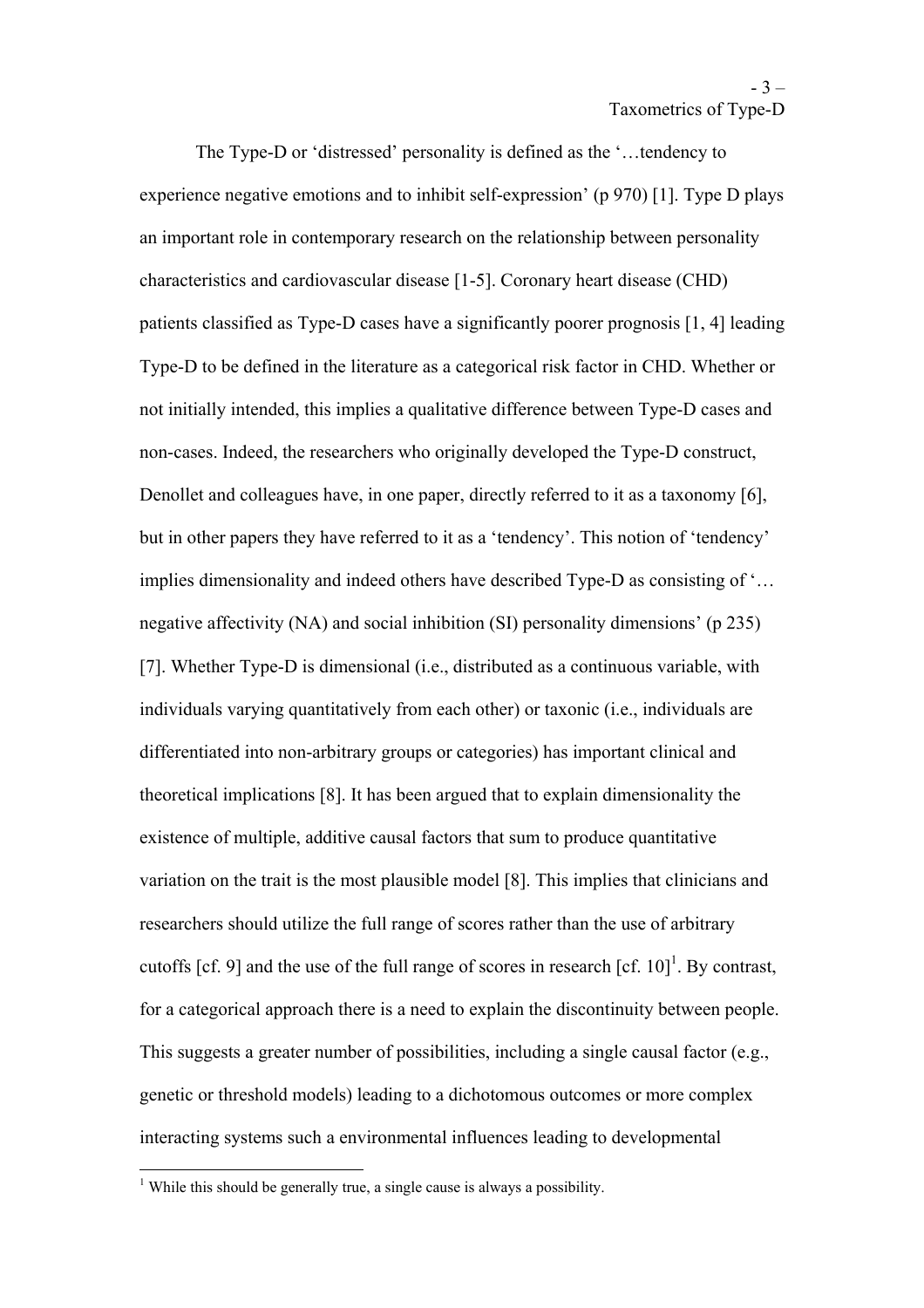The Type-D or 'distressed' personality is defined as the '…tendency to experience negative emotions and to inhibit self-expression' (p 970) [1]. Type D plays an important role in contemporary research on the relationship between personality characteristics and cardiovascular disease [1-5]. Coronary heart disease (CHD) patients classified as Type-D cases have a significantly poorer prognosis [1, 4] leading Type-D to be defined in the literature as a categorical risk factor in CHD. Whether or not initially intended, this implies a qualitative difference between Type-D cases and non-cases. Indeed, the researchers who originally developed the Type-D construct, Denollet and colleagues have, in one paper, directly referred to it as a taxonomy [6], but in other papers they have referred to it as a 'tendency'. This notion of 'tendency' implies dimensionality and indeed others have described Type-D as consisting of '… negative affectivity (NA) and social inhibition (SI) personality dimensions' (p 235) [7]. Whether Type-D is dimensional (i.e., distributed as a continuous variable, with individuals varying quantitatively from each other) or taxonic (i.e., individuals are differentiated into non-arbitrary groups or categories) has important clinical and theoretical implications [8]. It has been argued that to explain dimensionality the existence of multiple, additive causal factors that sum to produce quantitative variation on the trait is the most plausible model [8]. This implies that clinicians and researchers should utilize the full range of scores rather than the use of arbitrary cutoffs [cf. 9] and the use of the full range of scores in research [cf. 10][1]. By contrast, for a categorical approach there is a need to explain the discontinuity between people. This suggests a greater number of possibilities, including a single causal factor (e.g., genetic or threshold models) leading to a dichotomous outcomes or more complex interacting systems such a environmental influences leading to developmental

---

[1] While this should be generally true, a single cause is always a possibility.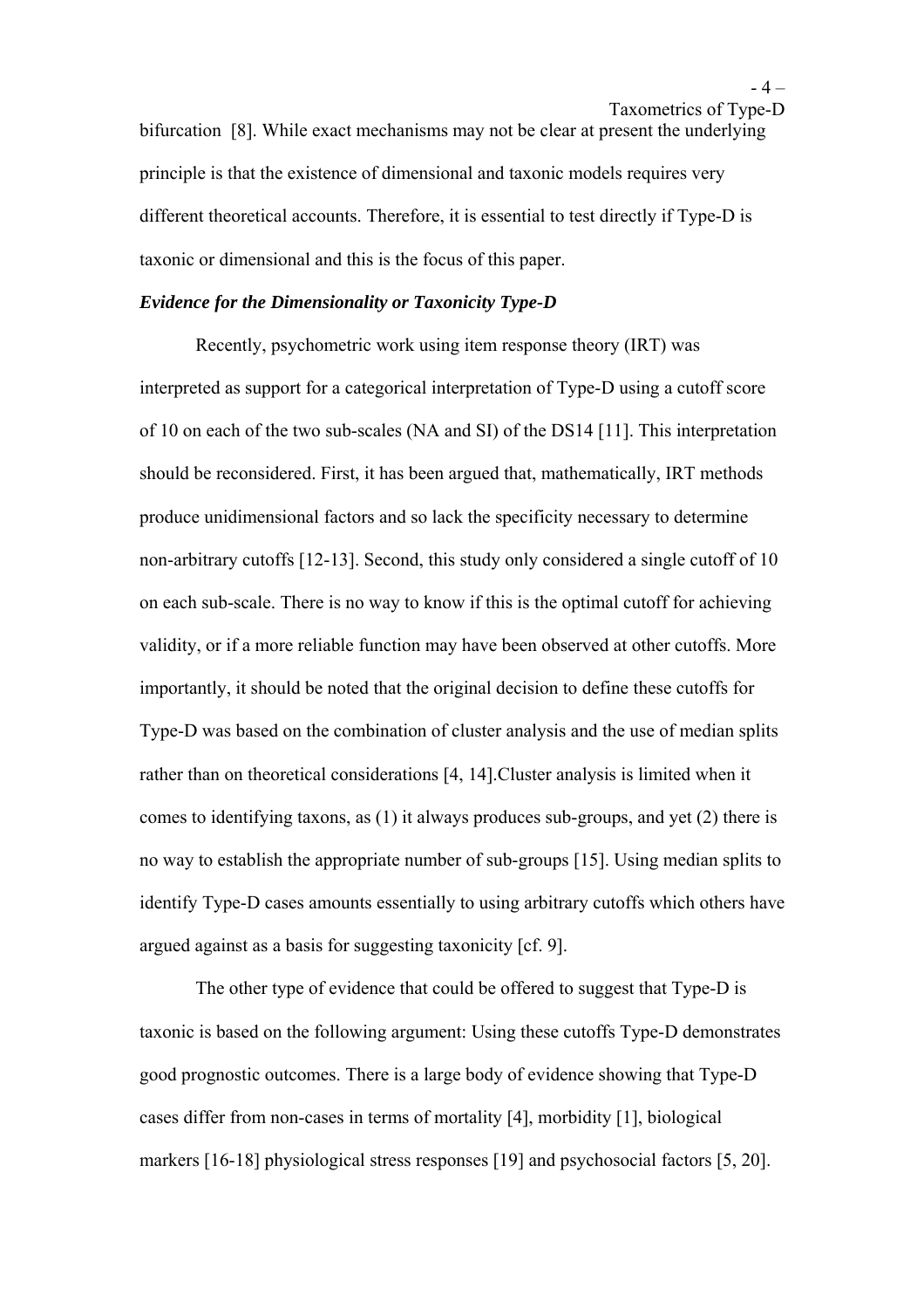bifurcation [8]. While exact mechanisms may not be clear at present the underlying principle is that the existence of dimensional and taxonic models requires very different theoretical accounts. Therefore, it is essential to test directly if Type-D is taxonic or dimensional and this is the focus of this paper.

### *Evidence for the Dimensionality or Taxonicity Type-D*

Recently, psychometric work using item response theory (IRT) was interpreted as support for a categorical interpretation of Type-D using a cutoff score of 10 on each of the two sub-scales (NA and SI) of the DS14 [11]. This interpretation should be reconsidered. First, it has been argued that, mathematically, IRT methods produce unidimensional factors and so lack the specificity necessary to determine non-arbitrary cutoffs [12-13]. Second, this study only considered a single cutoff of 10 on each sub-scale. There is no way to know if this is the optimal cutoff for achieving validity, or if a more reliable function may have been observed at other cutoffs. More importantly, it should be noted that the original decision to define these cutoffs for Type-D was based on the combination of cluster analysis and the use of median splits rather than on theoretical considerations [4, 14].Cluster analysis is limited when it comes to identifying taxons, as (1) it always produces sub-groups, and yet (2) there is no way to establish the appropriate number of sub-groups [15]. Using median splits to identify Type-D cases amounts essentially to using arbitrary cutoffs which others have argued against as a basis for suggesting taxonicity [cf. 9].

The other type of evidence that could be offered to suggest that Type-D is taxonic is based on the following argument: Using these cutoffs Type-D demonstrates good prognostic outcomes. There is a large body of evidence showing that Type-D cases differ from non-cases in terms of mortality [4], morbidity [1], biological markers [16-18] physiological stress responses [19] and psychosocial factors [5, 20].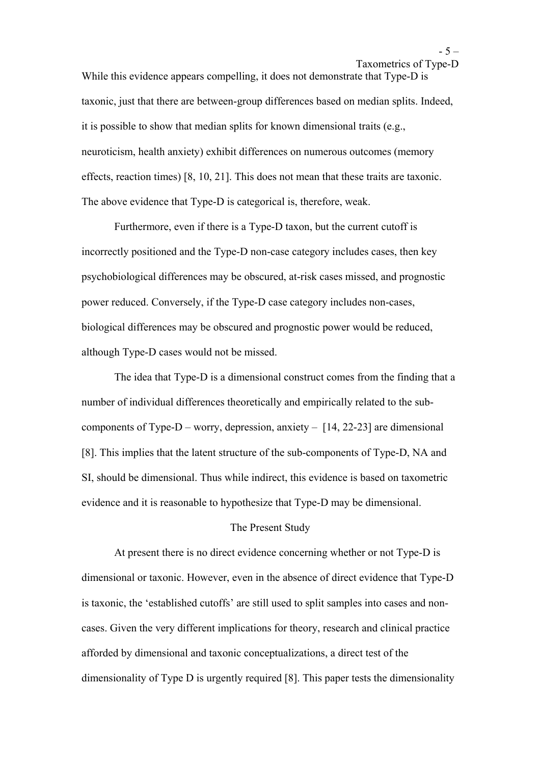While this evidence appears compelling, it does not demonstrate that Type-D is taxonic, just that there are between-group differences based on median splits. Indeed, it is possible to show that median splits for known dimensional traits (e.g., neuroticism, health anxiety) exhibit differences on numerous outcomes (memory effects, reaction times) [8, 10, 21]. This does not mean that these traits are taxonic. The above evidence that Type-D is categorical is, therefore, weak.

Furthermore, even if there is a Type-D taxon, but the current cutoff is incorrectly positioned and the Type-D non-case category includes cases, then key psychobiological differences may be obscured, at-risk cases missed, and prognostic power reduced. Conversely, if the Type-D case category includes non-cases, biological differences may be obscured and prognostic power would be reduced, although Type-D cases would not be missed.

The idea that Type-D is a dimensional construct comes from the finding that a number of individual differences theoretically and empirically related to the sub-components of Type-D – worry, depression, anxiety – [14, 22-23] are dimensional [8]. This implies that the latent structure of the sub-components of Type-D, NA and SI, should be dimensional. Thus while indirect, this evidence is based on taxometric evidence and it is reasonable to hypothesize that Type-D may be dimensional.

## The Present Study

At present there is no direct evidence concerning whether or not Type-D is dimensional or taxonic. However, even in the absence of direct evidence that Type-D is taxonic, the 'established cutoffs' are still used to split samples into cases and non-cases. Given the very different implications for theory, research and clinical practice afforded by dimensional and taxonic conceptualizations, a direct test of the dimensionality of Type D is urgently required [8]. This paper tests the dimensionality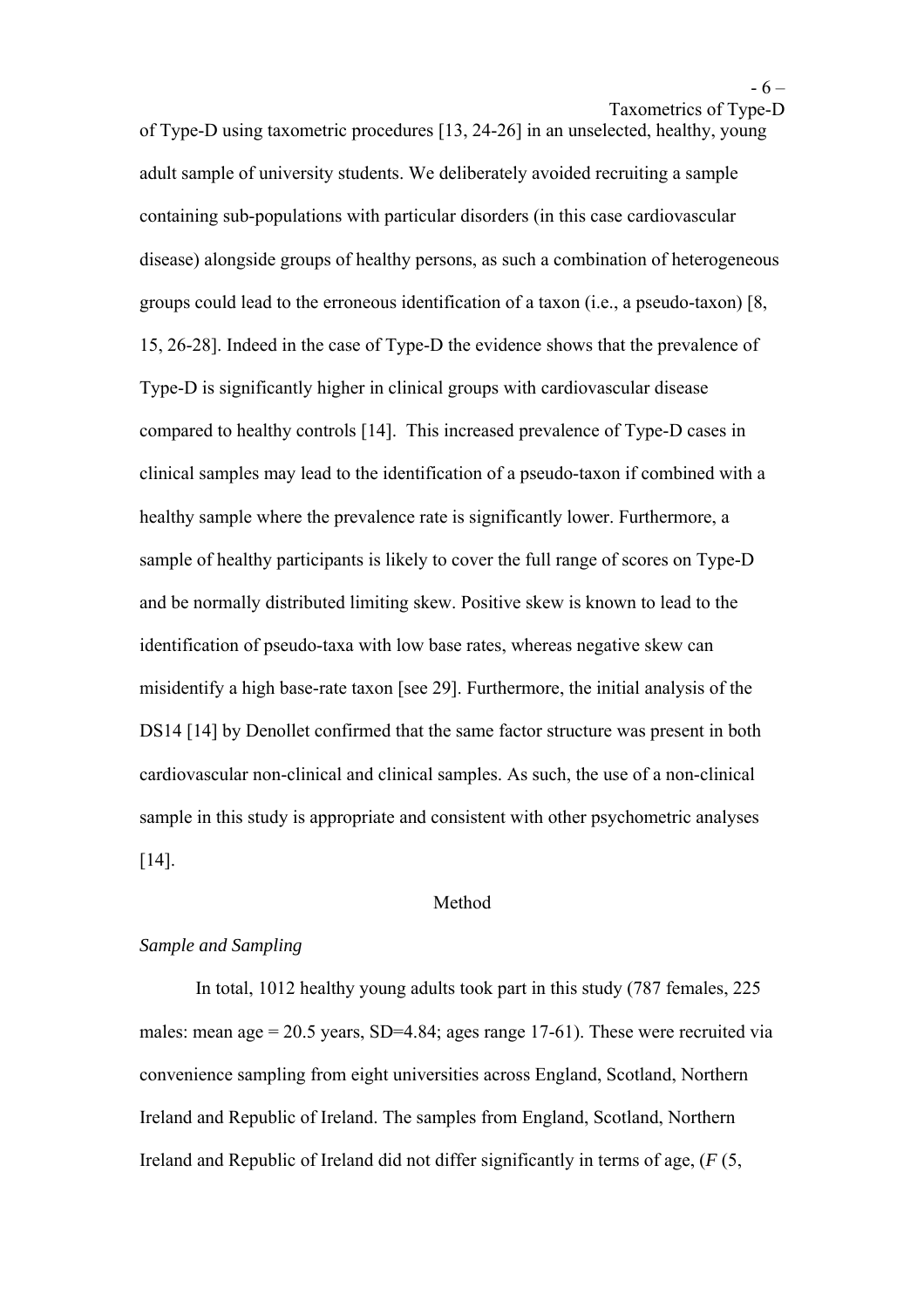of Type-D using taxometric procedures [13, 24-26] in an unselected, healthy, young adult sample of university students. We deliberately avoided recruiting a sample containing sub-populations with particular disorders (in this case cardiovascular disease) alongside groups of healthy persons, as such a combination of heterogeneous groups could lead to the erroneous identification of a taxon (i.e., a pseudo-taxon) [8, 15, 26-28]. Indeed in the case of Type-D the evidence shows that the prevalence of Type-D is significantly higher in clinical groups with cardiovascular disease compared to healthy controls [14]. This increased prevalence of Type-D cases in clinical samples may lead to the identification of a pseudo-taxon if combined with a healthy sample where the prevalence rate is significantly lower. Furthermore, a sample of healthy participants is likely to cover the full range of scores on Type-D and be normally distributed limiting skew. Positive skew is known to lead to the identification of pseudo-taxa with low base rates, whereas negative skew can misidentify a high base-rate taxon [see 29]. Furthermore, the initial analysis of the DS14 [14] by Denollet confirmed that the same factor structure was present in both cardiovascular non-clinical and clinical samples. As such, the use of a non-clinical sample in this study is appropriate and consistent with other psychometric analyses [14].

## Method

### *Sample and Sampling*

In total, 1012 healthy young adults took part in this study (787 females, 225 males: mean age = 20.5 years, SD=4.84; ages range 17-61). These were recruited via convenience sampling from eight universities across England, Scotland, Northern Ireland and Republic of Ireland. The samples from England, Scotland, Northern Ireland and Republic of Ireland did not differ significantly in terms of age, (*F* (5,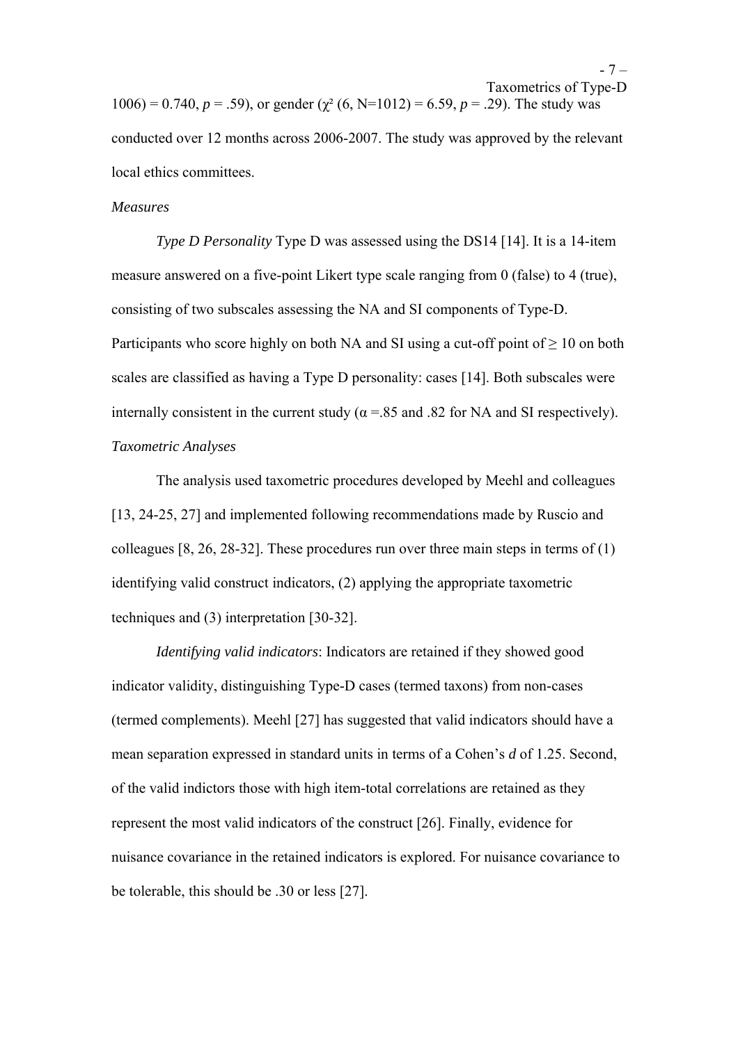1006) = 0.740, *p* = .59), or gender ($\chi^2$ (6, N=1012) = 6.59, *p* = .29). The study was conducted over 12 months across 2006-2007. The study was approved by the relevant local ethics committees.

*Measures*

*Type D Personality* Type D was assessed using the DS14 [14]. It is a 14-item measure answered on a five-point Likert type scale ranging from 0 (false) to 4 (true), consisting of two subscales assessing the NA and SI components of Type-D. Participants who score highly on both NA and SI using a cut-off point of ≥ 10 on both scales are classified as having a Type D personality: cases [14]. Both subscales were internally consistent in the current study ($\alpha$ =.85 and .82 for NA and SI respectively).

*Taxometric Analyses*

The analysis used taxometric procedures developed by Meehl and colleagues [13, 24-25, 27] and implemented following recommendations made by Ruscio and colleagues [8, 26, 28-32]. These procedures run over three main steps in terms of (1) identifying valid construct indicators, (2) applying the appropriate taxometric techniques and (3) interpretation [30-32].

*Identifying valid indicators*: Indicators are retained if they showed good indicator validity, distinguishing Type-D cases (termed taxons) from non-cases (termed complements). Meehl [27] has suggested that valid indicators should have a mean separation expressed in standard units in terms of a Cohen's *d* of 1.25. Second, of the valid indictors those with high item-total correlations are retained as they represent the most valid indicators of the construct [26]. Finally, evidence for nuisance covariance in the retained indicators is explored. For nuisance covariance to be tolerable, this should be .30 or less [27].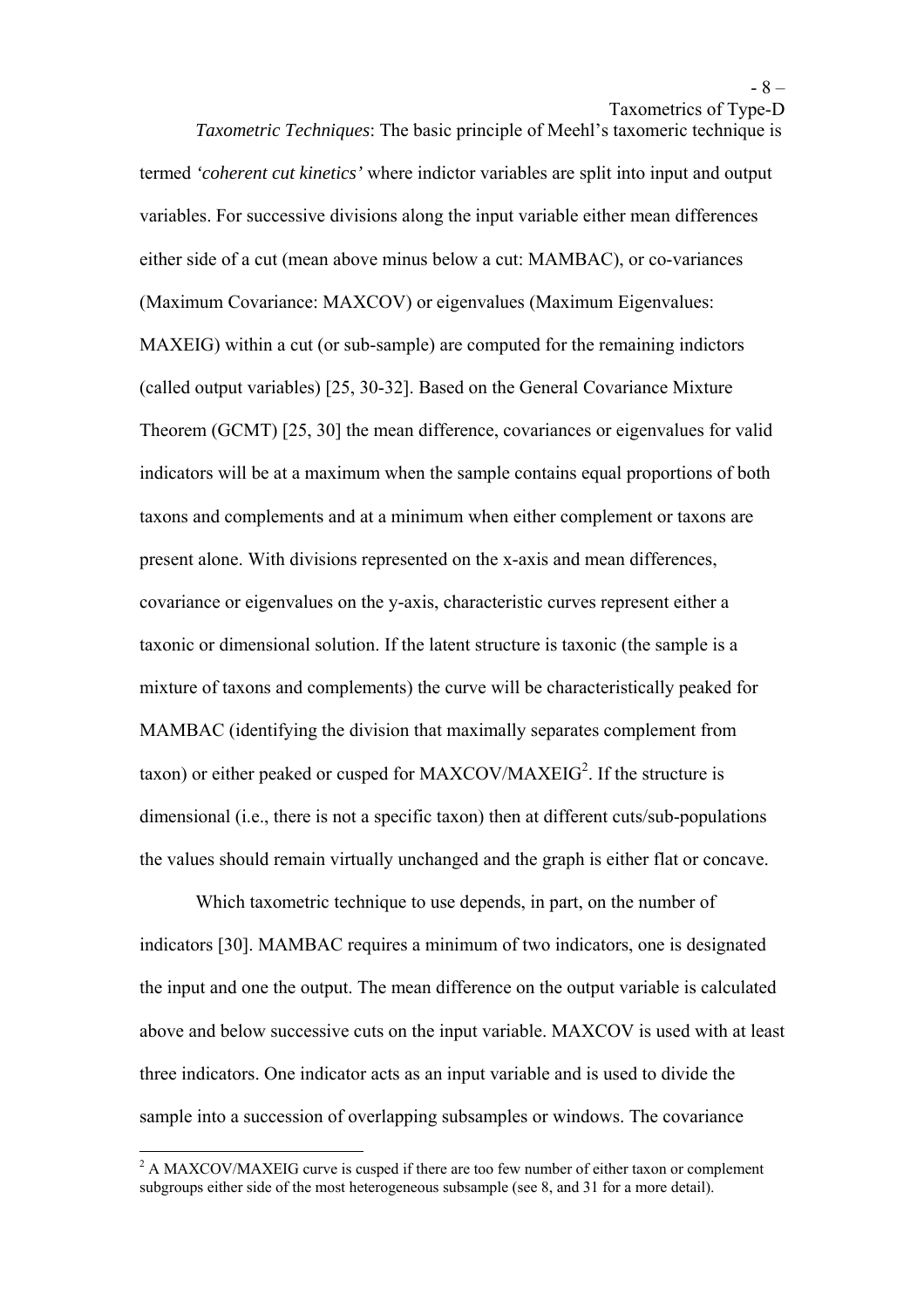*Taxometric Techniques*: The basic principle of Meehl's taxomeric technique is termed *'coherent cut kinetics'* where indictor variables are split into input and output variables. For successive divisions along the input variable either mean differences either side of a cut (mean above minus below a cut: MAMBAC), or co-variances (Maximum Covariance: MAXCOV) or eigenvalues (Maximum Eigenvalues: MAXEIG) within a cut (or sub-sample) are computed for the remaining indictors (called output variables) [25, 30-32]. Based on the General Covariance Mixture Theorem (GCMT) [25, 30] the mean difference, covariances or eigenvalues for valid indicators will be at a maximum when the sample contains equal proportions of both taxons and complements and at a minimum when either complement or taxons are present alone. With divisions represented on the x-axis and mean differences, covariance or eigenvalues on the y-axis, characteristic curves represent either a taxonic or dimensional solution. If the latent structure is taxonic (the sample is a mixture of taxons and complements) the curve will be characteristically peaked for MAMBAC (identifying the division that maximally separates complement from taxon) or either peaked or cusped for MAXCOV/MAXEIG[2]. If the structure is dimensional (i.e., there is not a specific taxon) then at different cuts/sub-populations the values should remain virtually unchanged and the graph is either flat or concave.

Which taxometric technique to use depends, in part, on the number of indicators [30]. MAMBAC requires a minimum of two indicators, one is designated the input and one the output. The mean difference on the output variable is calculated above and below successive cuts on the input variable. MAXCOV is used with at least three indicators. One indicator acts as an input variable and is used to divide the sample into a succession of overlapping subsamples or windows. The covariance

[2] A MAXCOV/MAXEIG curve is cusped if there are too few number of either taxon or complement subgroups either side of the most heterogeneous subsample (see 8, and 31 for a more detail).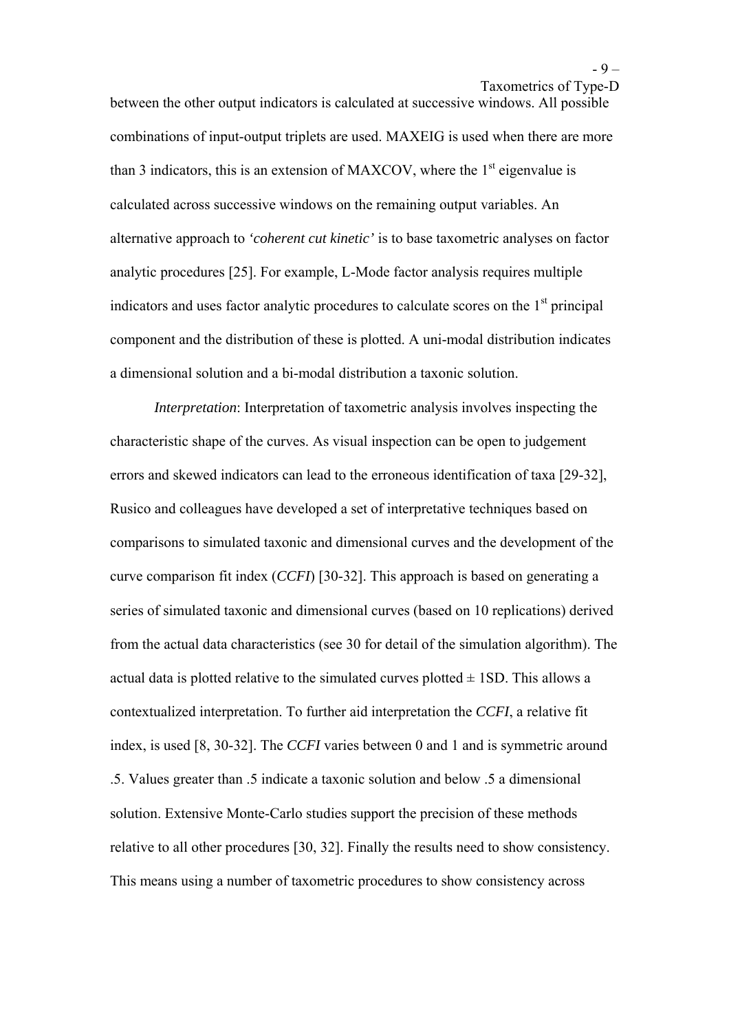between the other output indicators is calculated at successive windows. All possible combinations of input-output triplets are used. MAXEIG is used when there are more than 3 indicators, this is an extension of MAXCOV, where the 1st eigenvalue is calculated across successive windows on the remaining output variables. An alternative approach to *'coherent cut kinetic'* is to base taxometric analyses on factor analytic procedures [25]. For example, L-Mode factor analysis requires multiple indicators and uses factor analytic procedures to calculate scores on the 1st principal component and the distribution of these is plotted. A uni-modal distribution indicates a dimensional solution and a bi-modal distribution a taxonic solution.

*Interpretation*: Interpretation of taxometric analysis involves inspecting the characteristic shape of the curves. As visual inspection can be open to judgement errors and skewed indicators can lead to the erroneous identification of taxa [29-32], Rusico and colleagues have developed a set of interpretative techniques based on comparisons to simulated taxonic and dimensional curves and the development of the curve comparison fit index (*CCFI*) [30-32]. This approach is based on generating a series of simulated taxonic and dimensional curves (based on 10 replications) derived from the actual data characteristics (see 30 for detail of the simulation algorithm). The actual data is plotted relative to the simulated curves plotted ± 1SD. This allows a contextualized interpretation. To further aid interpretation the *CCFI*, a relative fit index, is used [8, 30-32]. The *CCFI* varies between 0 and 1 and is symmetric around .5. Values greater than .5 indicate a taxonic solution and below .5 a dimensional solution. Extensive Monte-Carlo studies support the precision of these methods relative to all other procedures [30, 32]. Finally the results need to show consistency. This means using a number of taxometric procedures to show consistency across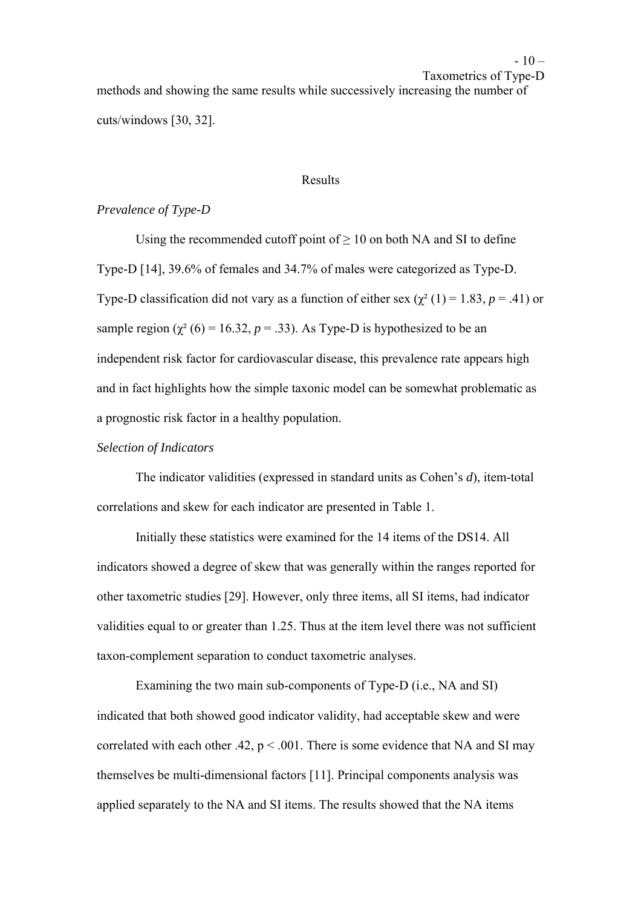methods and showing the same results while successively increasing the number of cuts/windows [30, 32].

## Results

### *Prevalence of Type-D*

Using the recommended cutoff point of ≥ 10 on both NA and SI to define Type-D [14], 39.6% of females and 34.7% of males were categorized as Type-D. Type-D classification did not vary as a function of either sex ($\chi^2$ (1) = 1.83, $p$ = .41) or sample region ($\chi^2$ (6) = 16.32, $p$ = .33). As Type-D is hypothesized to be an independent risk factor for cardiovascular disease, this prevalence rate appears high and in fact highlights how the simple taxonic model can be somewhat problematic as a prognostic risk factor in a healthy population.

### *Selection of Indicators*

The indicator validities (expressed in standard units as Cohen's *d*), item-total correlations and skew for each indicator are presented in Table 1.

Initially these statistics were examined for the 14 items of the DS14. All indicators showed a degree of skew that was generally within the ranges reported for other taxometric studies [29]. However, only three items, all SI items, had indicator validities equal to or greater than 1.25. Thus at the item level there was not sufficient taxon-complement separation to conduct taxometric analyses.

Examining the two main sub-components of Type-D (i.e., NA and SI) indicated that both showed good indicator validity, had acceptable skew and were correlated with each other .42, $p < .001$. There is some evidence that NA and SI may themselves be multi-dimensional factors [11]. Principal components analysis was applied separately to the NA and SI items. The results showed that the NA items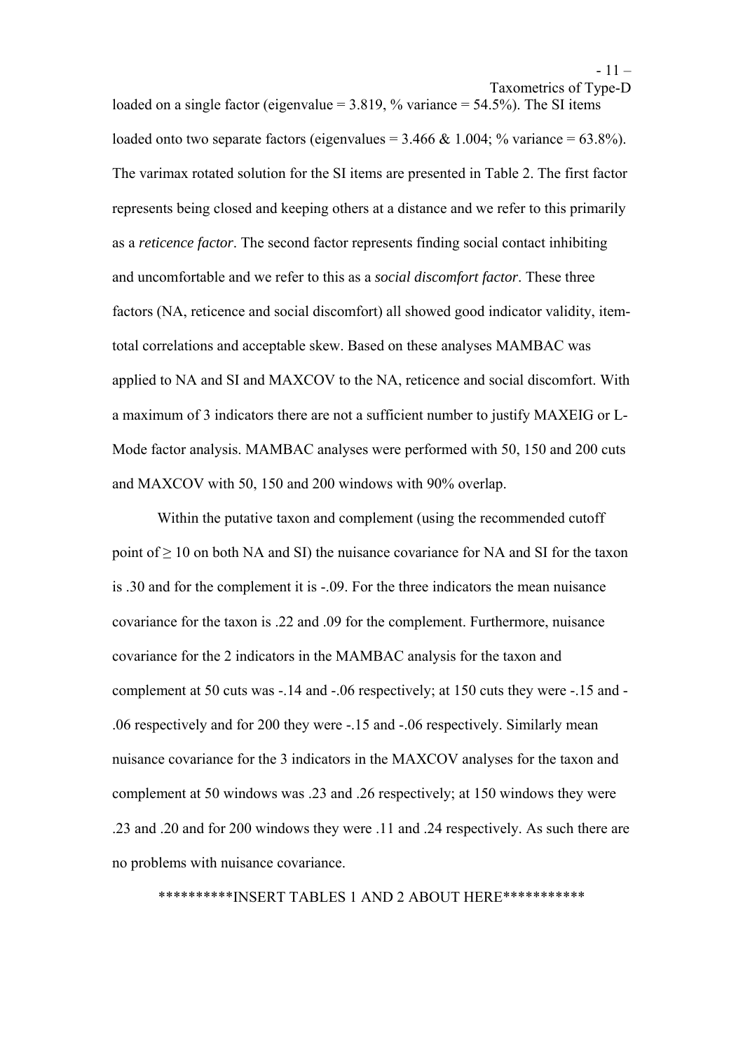loaded on a single factor (eigenvalue = 3.819, % variance = 54.5%). The SI items loaded onto two separate factors (eigenvalues = 3.466 & 1.004; % variance = 63.8%). The varimax rotated solution for the SI items are presented in Table 2. The first factor represents being closed and keeping others at a distance and we refer to this primarily as a *reticence factor*. The second factor represents finding social contact inhibiting and uncomfortable and we refer to this as a *social discomfort factor*. These three factors (NA, reticence and social discomfort) all showed good indicator validity, item-total correlations and acceptable skew. Based on these analyses MAMBAC was applied to NA and SI and MAXCOV to the NA, reticence and social discomfort. With a maximum of 3 indicators there are not a sufficient number to justify MAXEIG or L-Mode factor analysis. MAMBAC analyses were performed with 50, 150 and 200 cuts and MAXCOV with 50, 150 and 200 windows with 90% overlap.

Within the putative taxon and complement (using the recommended cutoff point of ≥ 10 on both NA and SI) the nuisance covariance for NA and SI for the taxon is .30 and for the complement it is -.09. For the three indicators the mean nuisance covariance for the taxon is .22 and .09 for the complement. Furthermore, nuisance covariance for the 2 indicators in the MAMBAC analysis for the taxon and complement at 50 cuts was -.14 and -.06 respectively; at 150 cuts they were -.15 and -.06 respectively and for 200 they were -.15 and -.06 respectively. Similarly mean nuisance covariance for the 3 indicators in the MAXCOV analyses for the taxon and complement at 50 windows was .23 and .26 respectively; at 150 windows they were .23 and .20 and for 200 windows they were .11 and .24 respectively. As such there are no problems with nuisance covariance.

**********INSERT TABLES 1 AND 2 ABOUT HERE***********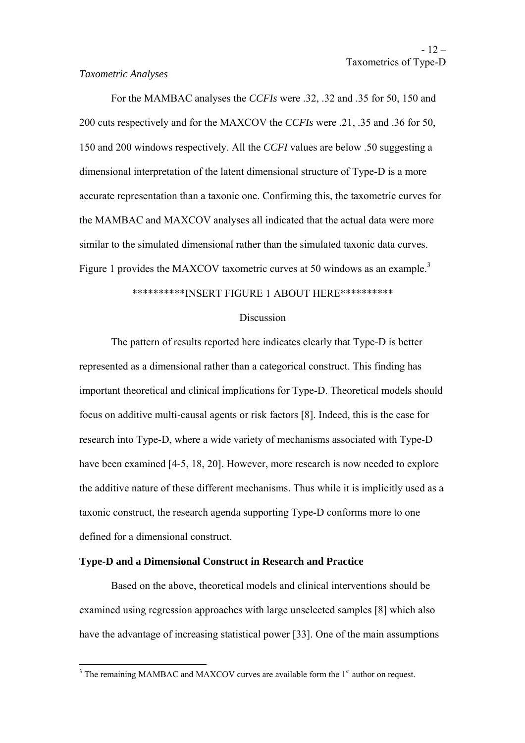*Taxometric Analyses*

For the MAMBAC analyses the *CCFIs* were .32, .32 and .35 for 50, 150 and 200 cuts respectively and for the MAXCOV the *CCFIs* were .21, .35 and .36 for 50, 150 and 200 windows respectively. All the *CCFI* values are below .50 suggesting a dimensional interpretation of the latent dimensional structure of Type-D is a more accurate representation than a taxonic one. Confirming this, the taxometric curves for the MAMBAC and MAXCOV analyses all indicated that the actual data were more similar to the simulated dimensional rather than the simulated taxonic data curves. Figure 1 provides the MAXCOV taxometric curves at 50 windows as an example.[3]

**********INSERT FIGURE 1 ABOUT HERE**********

Discussion

The pattern of results reported here indicates clearly that Type-D is better represented as a dimensional rather than a categorical construct. This finding has important theoretical and clinical implications for Type-D. Theoretical models should focus on additive multi-causal agents or risk factors [8]. Indeed, this is the case for research into Type-D, where a wide variety of mechanisms associated with Type-D have been examined [4-5, 18, 20]. However, more research is now needed to explore the additive nature of these different mechanisms. Thus while it is implicitly used as a taxonic construct, the research agenda supporting Type-D conforms more to one defined for a dimensional construct.

**Type-D and a Dimensional Construct in Research and Practice**

Based on the above, theoretical models and clinical interventions should be examined using regression approaches with large unselected samples [8] which also have the advantage of increasing statistical power [33]. One of the main assumptions

[3] The remaining MAMBAC and MAXCOV curves are available form the 1st author on request.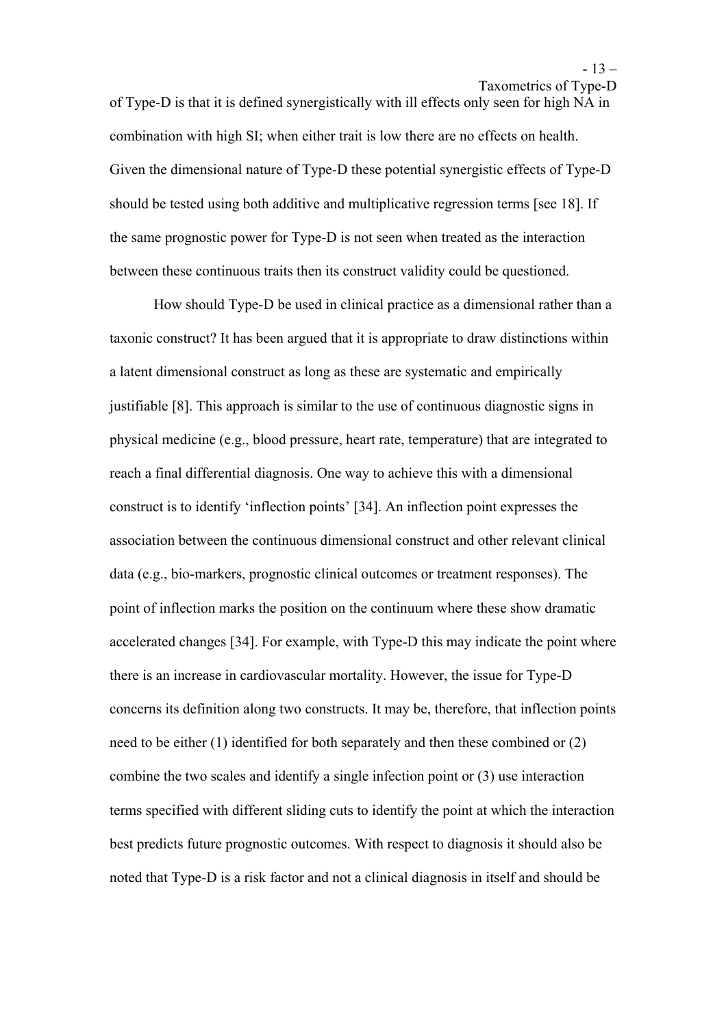of Type-D is that it is defined synergistically with ill effects only seen for high NA in combination with high SI; when either trait is low there are no effects on health. Given the dimensional nature of Type-D these potential synergistic effects of Type-D should be tested using both additive and multiplicative regression terms [see 18]. If the same prognostic power for Type-D is not seen when treated as the interaction between these continuous traits then its construct validity could be questioned.

How should Type-D be used in clinical practice as a dimensional rather than a taxonic construct? It has been argued that it is appropriate to draw distinctions within a latent dimensional construct as long as these are systematic and empirically justifiable [8]. This approach is similar to the use of continuous diagnostic signs in physical medicine (e.g., blood pressure, heart rate, temperature) that are integrated to reach a final differential diagnosis. One way to achieve this with a dimensional construct is to identify 'inflection points' [34]. An inflection point expresses the association between the continuous dimensional construct and other relevant clinical data (e.g., bio-markers, prognostic clinical outcomes or treatment responses). The point of inflection marks the position on the continuum where these show dramatic accelerated changes [34]. For example, with Type-D this may indicate the point where there is an increase in cardiovascular mortality. However, the issue for Type-D concerns its definition along two constructs. It may be, therefore, that inflection points need to be either (1) identified for both separately and then these combined or (2) combine the two scales and identify a single infection point or (3) use interaction terms specified with different sliding cuts to identify the point at which the interaction best predicts future prognostic outcomes. With respect to diagnosis it should also be noted that Type-D is a risk factor and not a clinical diagnosis in itself and should be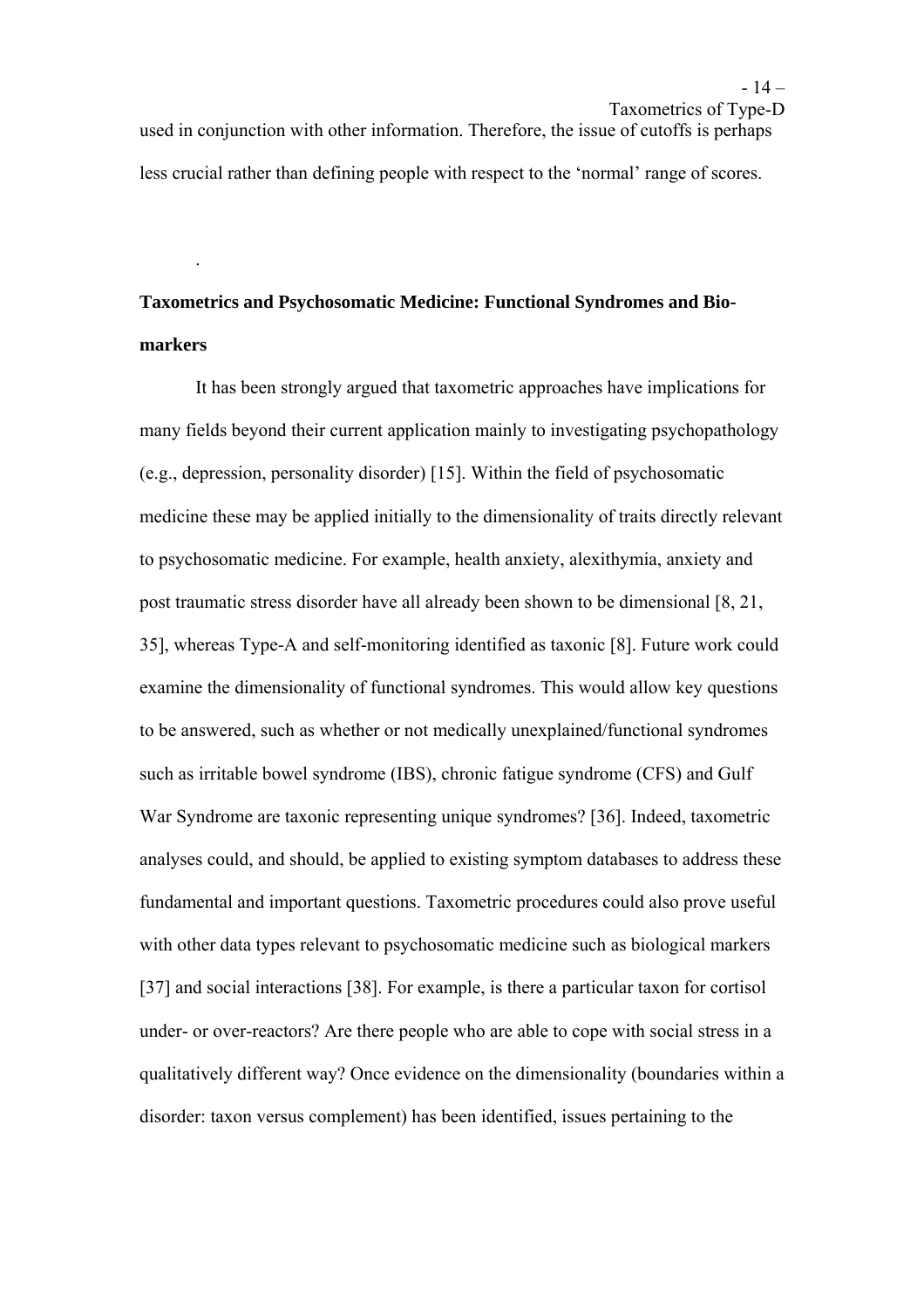used in conjunction with other information. Therefore, the issue of cutoffs is perhaps less crucial rather than defining people with respect to the 'normal' range of scores.

.

**Taxometrics and Psychosomatic Medicine: Functional Syndromes and Bio-markers**

It has been strongly argued that taxometric approaches have implications for many fields beyond their current application mainly to investigating psychopathology (e.g., depression, personality disorder) [15]. Within the field of psychosomatic medicine these may be applied initially to the dimensionality of traits directly relevant to psychosomatic medicine. For example, health anxiety, alexithymia, anxiety and post traumatic stress disorder have all already been shown to be dimensional [8, 21, 35], whereas Type-A and self-monitoring identified as taxonic [8]. Future work could examine the dimensionality of functional syndromes. This would allow key questions to be answered, such as whether or not medically unexplained/functional syndromes such as irritable bowel syndrome (IBS), chronic fatigue syndrome (CFS) and Gulf War Syndrome are taxonic representing unique syndromes? [36]. Indeed, taxometric analyses could, and should, be applied to existing symptom databases to address these fundamental and important questions. Taxometric procedures could also prove useful with other data types relevant to psychosomatic medicine such as biological markers [37] and social interactions [38]. For example, is there a particular taxon for cortisol under- or over-reactors? Are there people who are able to cope with social stress in a qualitatively different way? Once evidence on the dimensionality (boundaries within a disorder: taxon versus complement) has been identified, issues pertaining to the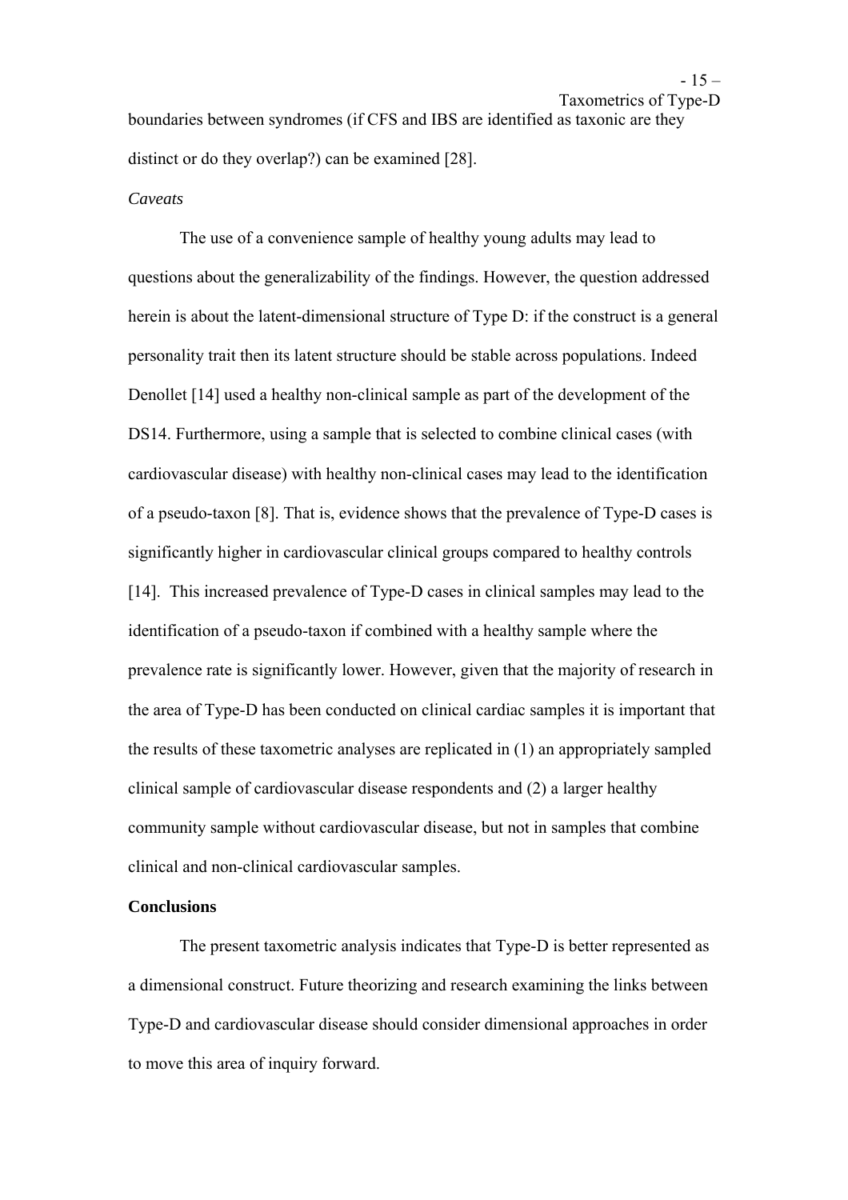boundaries between syndromes (if CFS and IBS are identified as taxonic are they distinct or do they overlap?) can be examined [28].

*Caveats*

The use of a convenience sample of healthy young adults may lead to questions about the generalizability of the findings. However, the question addressed herein is about the latent-dimensional structure of Type D: if the construct is a general personality trait then its latent structure should be stable across populations. Indeed Denollet [14] used a healthy non-clinical sample as part of the development of the DS14. Furthermore, using a sample that is selected to combine clinical cases (with cardiovascular disease) with healthy non-clinical cases may lead to the identification of a pseudo-taxon [8]. That is, evidence shows that the prevalence of Type-D cases is significantly higher in cardiovascular clinical groups compared to healthy controls [14]. This increased prevalence of Type-D cases in clinical samples may lead to the identification of a pseudo-taxon if combined with a healthy sample where the prevalence rate is significantly lower. However, given that the majority of research in the area of Type-D has been conducted on clinical cardiac samples it is important that the results of these taxometric analyses are replicated in (1) an appropriately sampled clinical sample of cardiovascular disease respondents and (2) a larger healthy community sample without cardiovascular disease, but not in samples that combine clinical and non-clinical cardiovascular samples.

**Conclusions**

The present taxometric analysis indicates that Type-D is better represented as a dimensional construct. Future theorizing and research examining the links between Type-D and cardiovascular disease should consider dimensional approaches in order to move this area of inquiry forward.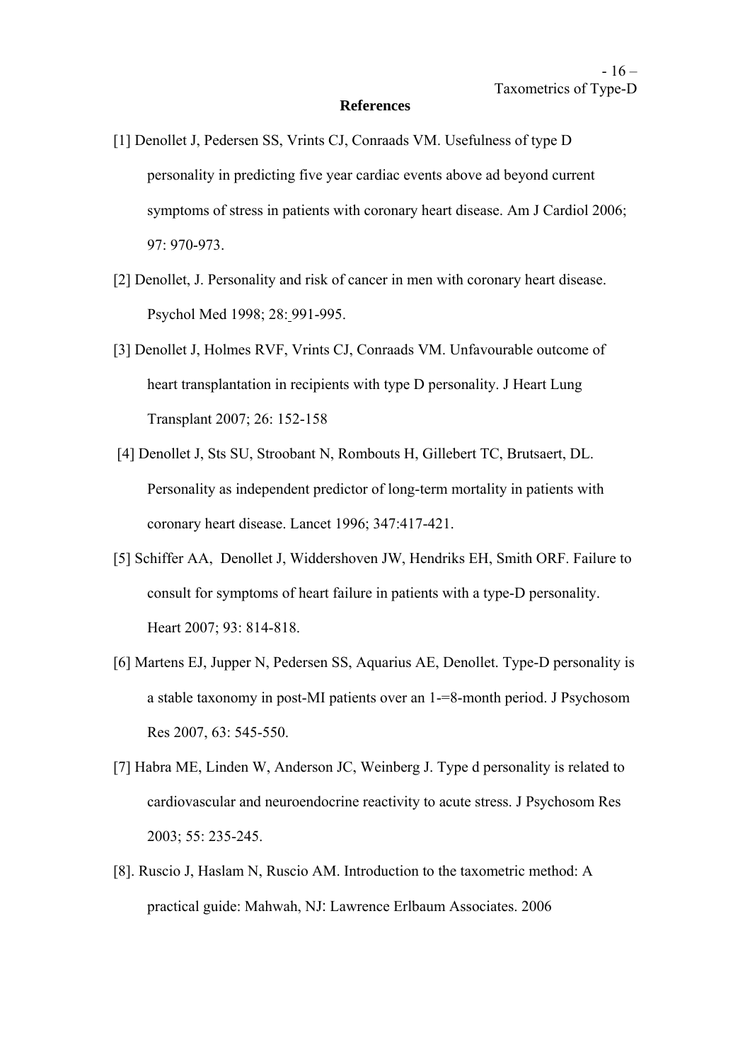**References**

[1] Denollet J, Pedersen SS, Vrints CJ, Conraads VM. Usefulness of type D personality in predicting five year cardiac events above ad beyond current symptoms of stress in patients with coronary heart disease. Am J Cardiol 2006; 97: 970-973.

[2] Denollet, J. Personality and risk of cancer in men with coronary heart disease. Psychol Med 1998; 28: 991-995.

[3] Denollet J, Holmes RVF, Vrints CJ, Conraads VM. Unfavourable outcome of heart transplantation in recipients with type D personality. J Heart Lung Transplant 2007; 26: 152-158

[4] Denollet J, Sts SU, Stroobant N, Rombouts H, Gillebert TC, Brutsaert, DL. Personality as independent predictor of long-term mortality in patients with coronary heart disease. Lancet 1996; 347:417-421.

[5] Schiffer AA, Denollet J, Widdershoven JW, Hendriks EH, Smith ORF. Failure to consult for symptoms of heart failure in patients with a type-D personality. Heart 2007; 93: 814-818.

[6] Martens EJ, Jupper N, Pedersen SS, Aquarius AE, Denollet. Type-D personality is a stable taxonomy in post-MI patients over an 1-=8-month period. J Psychosom Res 2007, 63: 545-550.

[7] Habra ME, Linden W, Anderson JC, Weinberg J. Type d personality is related to cardiovascular and neuroendocrine reactivity to acute stress. J Psychosom Res 2003; 55: 235-245.

[8]. Ruscio J, Haslam N, Ruscio AM. Introduction to the taxometric method: A practical guide: Mahwah, NJ: Lawrence Erlbaum Associates. 2006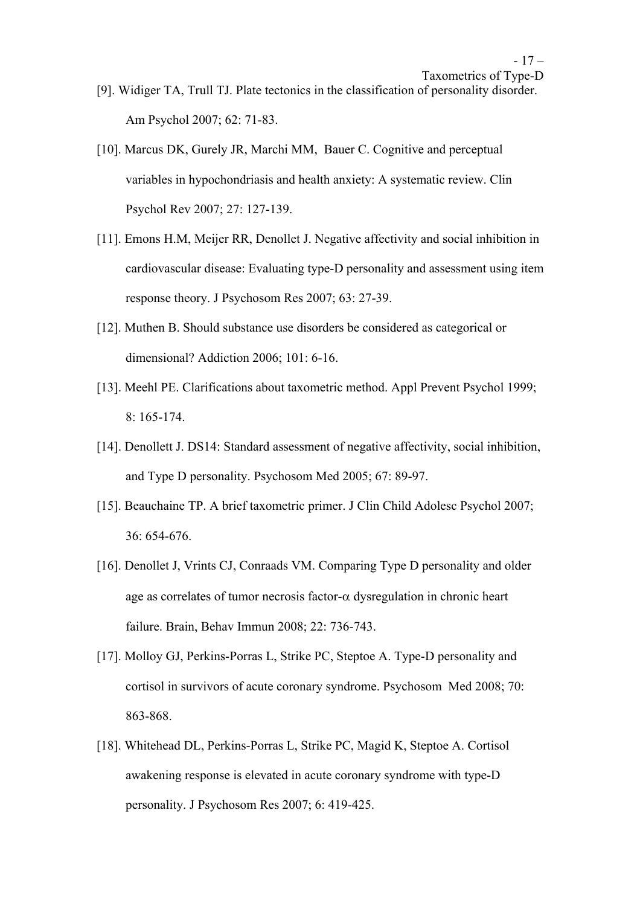[9]. Widiger TA, Trull TJ. Plate tectonics in the classification of personality disorder. Am Psychol 2007; 62: 71-83.

[10]. Marcus DK, Gurely JR, Marchi MM, Bauer C. Cognitive and perceptual variables in hypochondriasis and health anxiety: A systematic review. Clin Psychol Rev 2007; 27: 127-139.

[11]. Emons H.M, Meijer RR, Denollet J. Negative affectivity and social inhibition in cardiovascular disease: Evaluating type-D personality and assessment using item response theory. J Psychosom Res 2007; 63: 27-39.

[12]. Muthen B. Should substance use disorders be considered as categorical or dimensional? Addiction 2006; 101: 6-16.

[13]. Meehl PE. Clarifications about taxometric method. Appl Prevent Psychol 1999; 8: 165-174.

[14]. Denollett J. DS14: Standard assessment of negative affectivity, social inhibition, and Type D personality. Psychosom Med 2005; 67: 89-97.

[15]. Beauchaine TP. A brief taxometric primer. J Clin Child Adolesc Psychol 2007; 36: 654-676.

[16]. Denollet J, Vrints CJ, Conraads VM. Comparing Type D personality and older age as correlates of tumor necrosis factor-$\alpha$ dysregulation in chronic heart failure. Brain, Behav Immun 2008; 22: 736-743.

[17]. Molloy GJ, Perkins-Porras L, Strike PC, Steptoe A. Type-D personality and cortisol in survivors of acute coronary syndrome. Psychosom Med 2008; 70: 863-868.

[18]. Whitehead DL, Perkins-Porras L, Strike PC, Magid K, Steptoe A. Cortisol awakening response is elevated in acute coronary syndrome with type-D personality. J Psychosom Res 2007; 6: 419-425.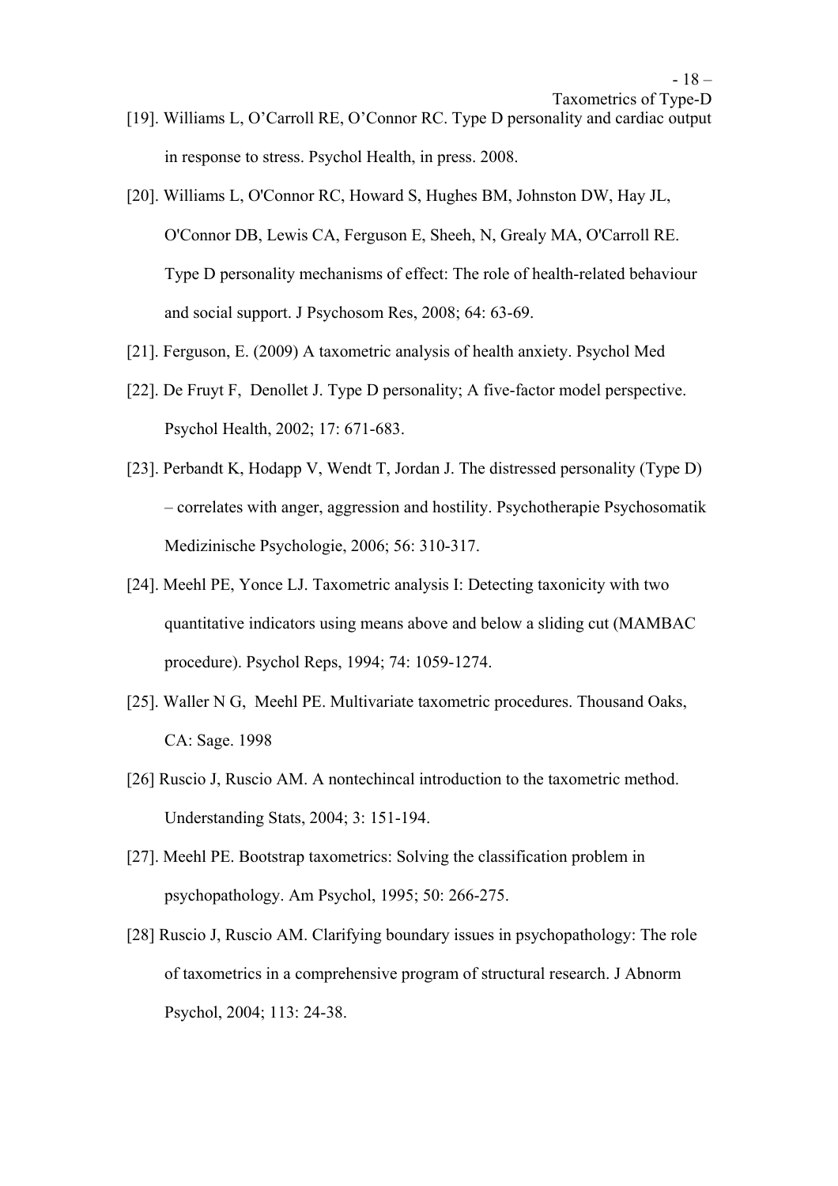[19]. Williams L, O'Carroll RE, O'Connor RC. Type D personality and cardiac output in response to stress. Psychol Health, in press. 2008.

[20]. Williams L, O'Connor RC, Howard S, Hughes BM, Johnston DW, Hay JL, O'Connor DB, Lewis CA, Ferguson E, Sheeh, N, Grealy MA, O'Carroll RE. Type D personality mechanisms of effect: The role of health-related behaviour and social support. J Psychosom Res, 2008; 64: 63-69.

[21]. Ferguson, E. (2009) A taxometric analysis of health anxiety. Psychol Med

[22]. De Fruyt F, Denollet J. Type D personality; A five-factor model perspective. Psychol Health, 2002; 17: 671-683.

[23]. Perbandt K, Hodapp V, Wendt T, Jordan J. The distressed personality (Type D) – correlates with anger, aggression and hostility. Psychotherapie Psychosomatik Medizinische Psychologie, 2006; 56: 310-317.

[24]. Meehl PE, Yonce LJ. Taxometric analysis I: Detecting taxonicity with two quantitative indicators using means above and below a sliding cut (MAMBAC procedure). Psychol Reps, 1994; 74: 1059-1274.

[25]. Waller N G, Meehl PE. Multivariate taxometric procedures. Thousand Oaks, CA: Sage. 1998

[26] Ruscio J, Ruscio AM. A nontechincal introduction to the taxometric method. Understanding Stats, 2004; 3: 151-194.

[27]. Meehl PE. Bootstrap taxometrics: Solving the classification problem in psychopathology. Am Psychol, 1995; 50: 266-275.

[28] Ruscio J, Ruscio AM. Clarifying boundary issues in psychopathology: The role of taxometrics in a comprehensive program of structural research. J Abnorm Psychol, 2004; 113: 24-38.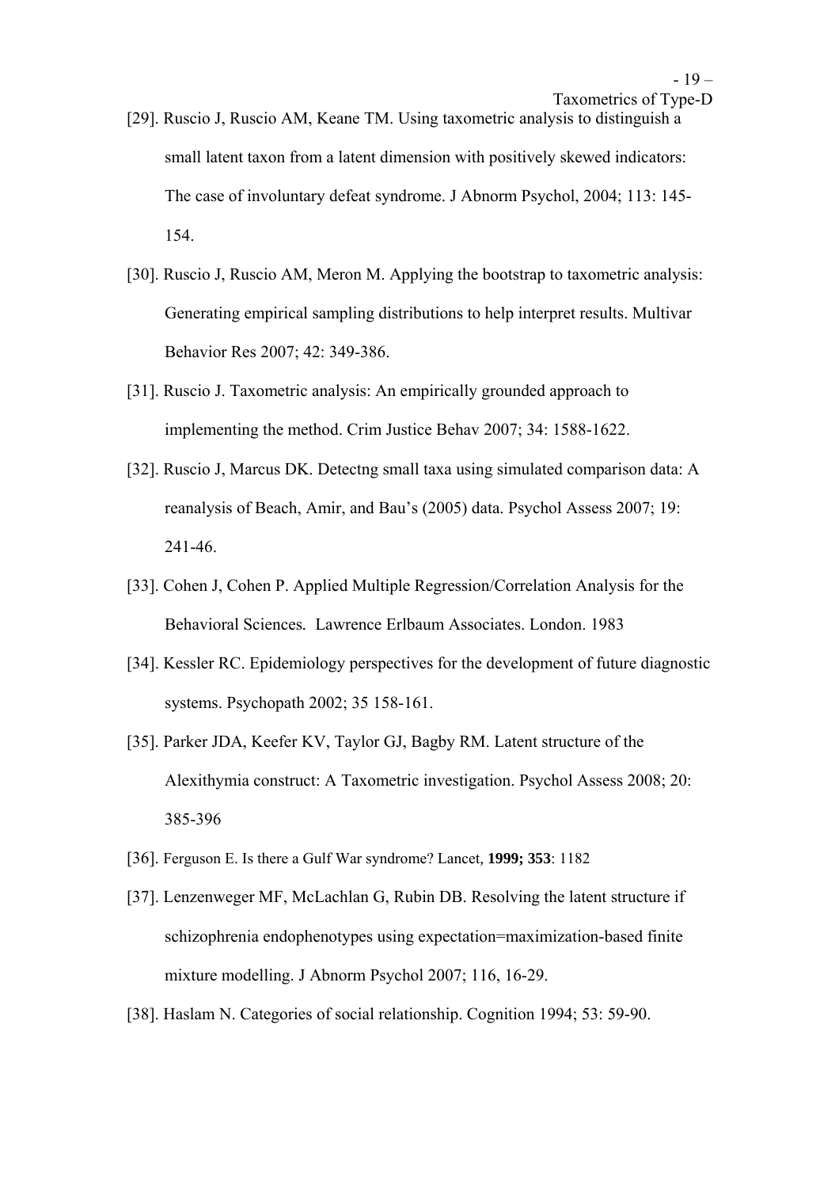[29]. Ruscio J, Ruscio AM, Keane TM. Using taxometric analysis to distinguish a small latent taxon from a latent dimension with positively skewed indicators: The case of involuntary defeat syndrome. J Abnorm Psychol, 2004; 113: 145-154.

[30]. Ruscio J, Ruscio AM, Meron M. Applying the bootstrap to taxometric analysis: Generating empirical sampling distributions to help interpret results. Multivar Behavior Res 2007; 42: 349-386.

[31]. Ruscio J. Taxometric analysis: An empirically grounded approach to implementing the method. Crim Justice Behav 2007; 34: 1588-1622.

[32]. Ruscio J, Marcus DK. Detectng small taxa using simulated comparison data: A reanalysis of Beach, Amir, and Bau's (2005) data. Psychol Assess 2007; 19: 241-46.

[33]. Cohen J, Cohen P. Applied Multiple Regression/Correlation Analysis for the Behavioral Sciences. Lawrence Erlbaum Associates. London. 1983

[34]. Kessler RC. Epidemiology perspectives for the development of future diagnostic systems. Psychopath 2002; 35 158-161.

[35]. Parker JDA, Keefer KV, Taylor GJ, Bagby RM. Latent structure of the Alexithymia construct: A Taxometric investigation. Psychol Assess 2008; 20: 385-396

[36]. Ferguson E. Is there a Gulf War syndrome? Lancet, **1999; 353**: 1182

[37]. Lenzenweger MF, McLachlan G, Rubin DB. Resolving the latent structure if schizophrenia endophenotypes using expectation=maximization-based finite mixture modelling. J Abnorm Psychol 2007; 116, 16-29.

[38]. Haslam N. Categories of social relationship. Cognition 1994; 53: 59-90.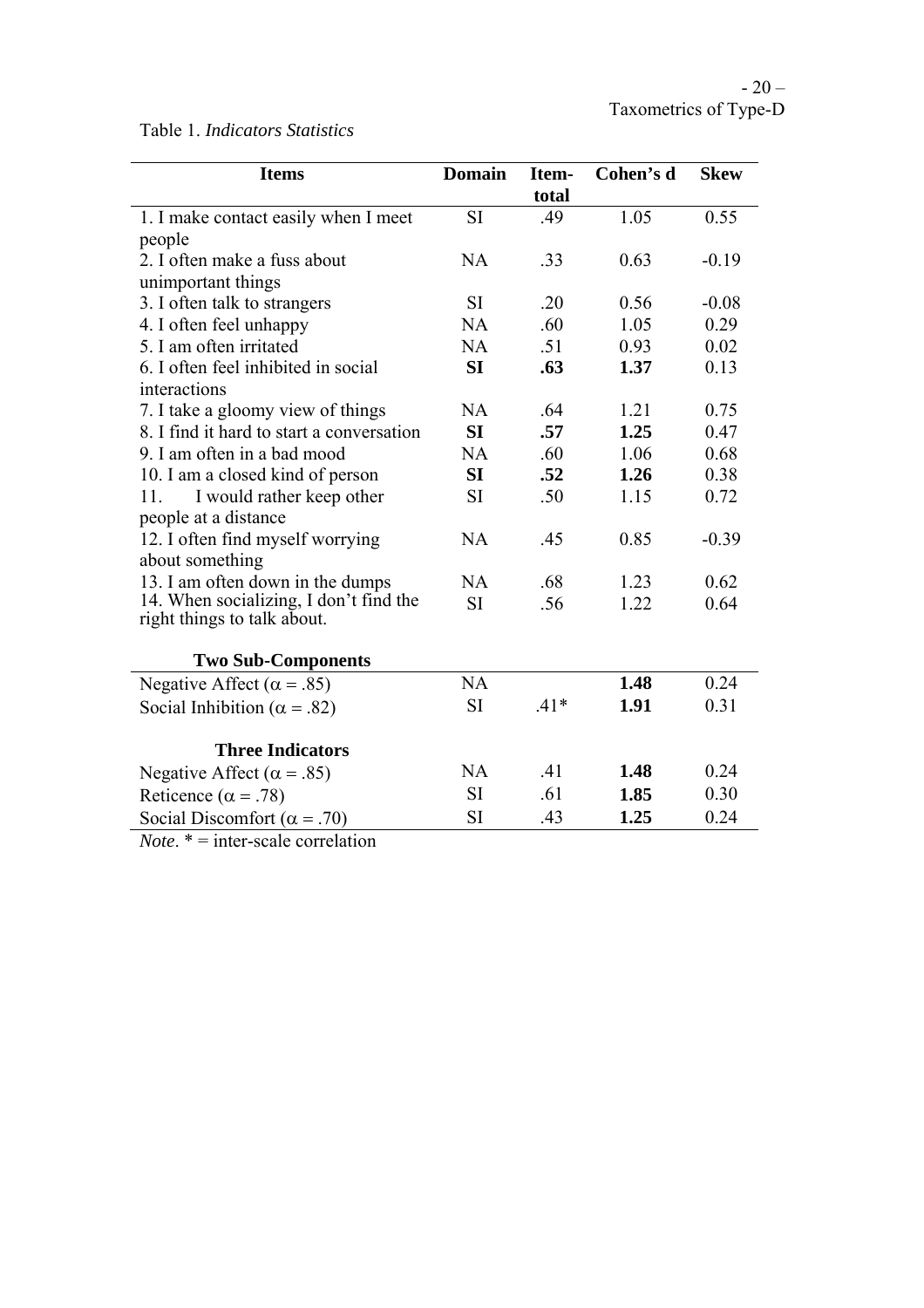Table 1. *Indicators Statistics*

| Items | Domain | Item-total | Cohen's d | Skew |
|---|---|---|---|---|
| 1. I make contact easily when I meet people | SI | .49 | 1.05 | 0.55 |
| 2. I often make a fuss about unimportant things | NA | .33 | 0.63 | -0.19 |
| 3. I often talk to strangers | SI | .20 | 0.56 | -0.08 |
| 4. I often feel unhappy | NA | .60 | 1.05 | 0.29 |
| 5. I am often irritated | NA | .51 | 0.93 | 0.02 |
| 6. I often feel inhibited in social interactions | **SI** | **.63** | **1.37** | 0.13 |
| 7. I take a gloomy view of things | NA | .64 | 1.21 | 0.75 |
| 8. I find it hard to start a conversation | **SI** | **.57** | **1.25** | 0.47 |
| 9. I am often in a bad mood | NA | .60 | 1.06 | 0.68 |
| 10. I am a closed kind of person | **SI** | **.52** | **1.26** | 0.38 |
| 11. I would rather keep other people at a distance | SI | .50 | 1.15 | 0.72 |
| 12. I often find myself worrying about something | NA | .45 | 0.85 | -0.39 |
| 13. I am often down in the dumps | NA | .68 | 1.23 | 0.62 |
| 14. When socializing, I don't find the right things to talk about. | SI | .56 | 1.22 | 0.64 |
| **Two Sub-Components** | | | | |
| Negative Affect ($\alpha = .85$) | NA | | **1.48** | 0.24 |
| Social Inhibition ($\alpha = .82$) | SI | .41* | **1.91** | 0.31 |
| **Three Indicators** | | | | |
| Negative Affect ($\alpha = .85$) | NA | .41 | **1.48** | 0.24 |
| Reticence ($\alpha = .78$) | SI | .61 | **1.85** | 0.30 |
| Social Discomfort ($\alpha = .70$) | SI | .43 | **1.25** | 0.24 |

*Note*. * = inter-scale correlation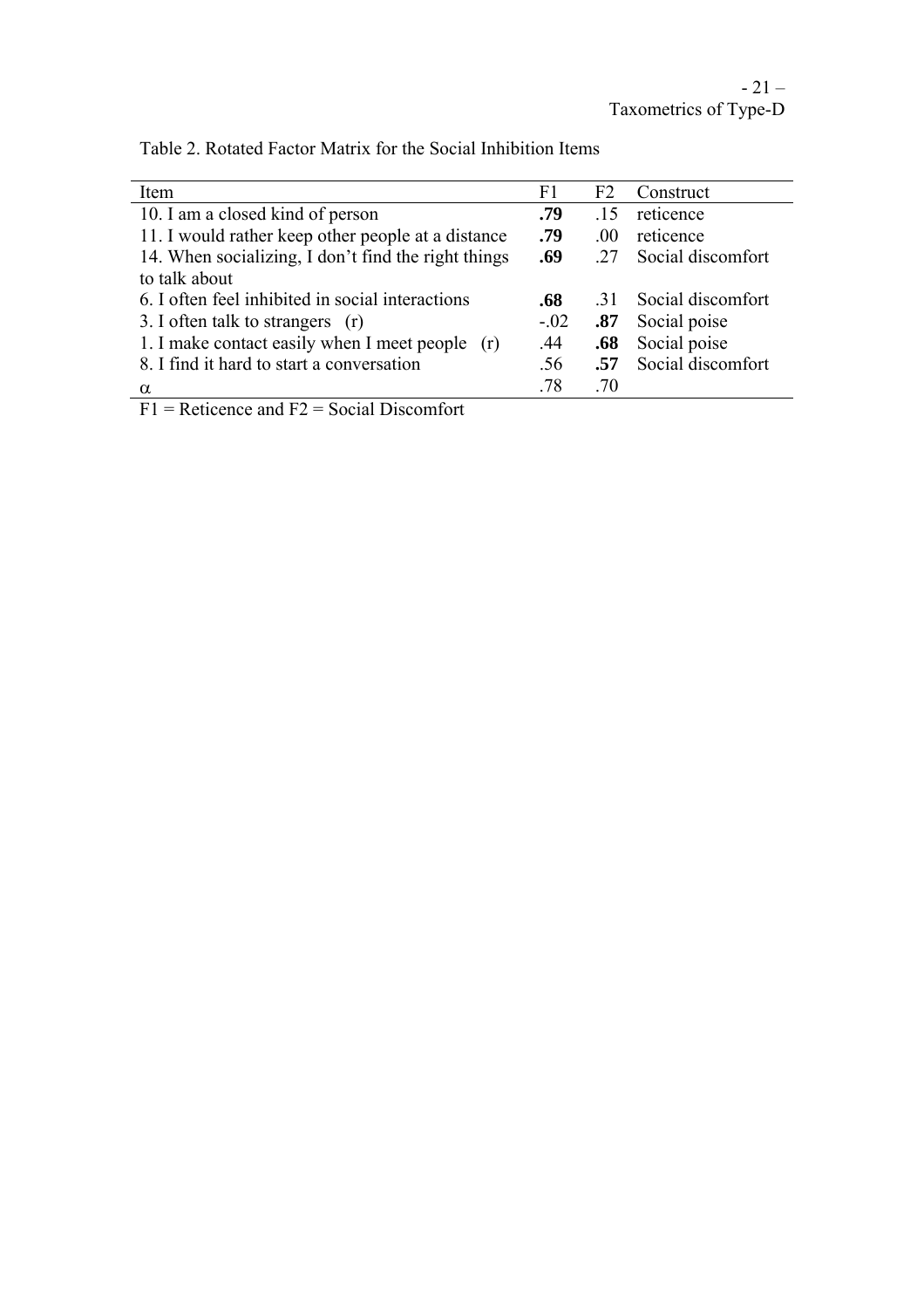Table 2. Rotated Factor Matrix for the Social Inhibition Items

| Item | F1 | F2 | Construct |
|---|---|---|---|
| 10. I am a closed kind of person | **.79** | .15 | reticence |
| 11. I would rather keep other people at a distance | **.79** | .00 | reticence |
| 14. When socializing, I don't find the right things to talk about | **.69** | .27 | Social discomfort |
| 6. I often feel inhibited in social interactions | **.68** | .31 | Social discomfort |
| 3. I often talk to strangers (r) | -.02 | **.87** | Social poise |
| 1. I make contact easily when I meet people (r) | .44 | **.68** | Social poise |
| 8. I find it hard to start a conversation | .56 | **.57** | Social discomfort |
| $\alpha$ | .78 | .70 | |

F1 = Reticence and F2 = Social Discomfort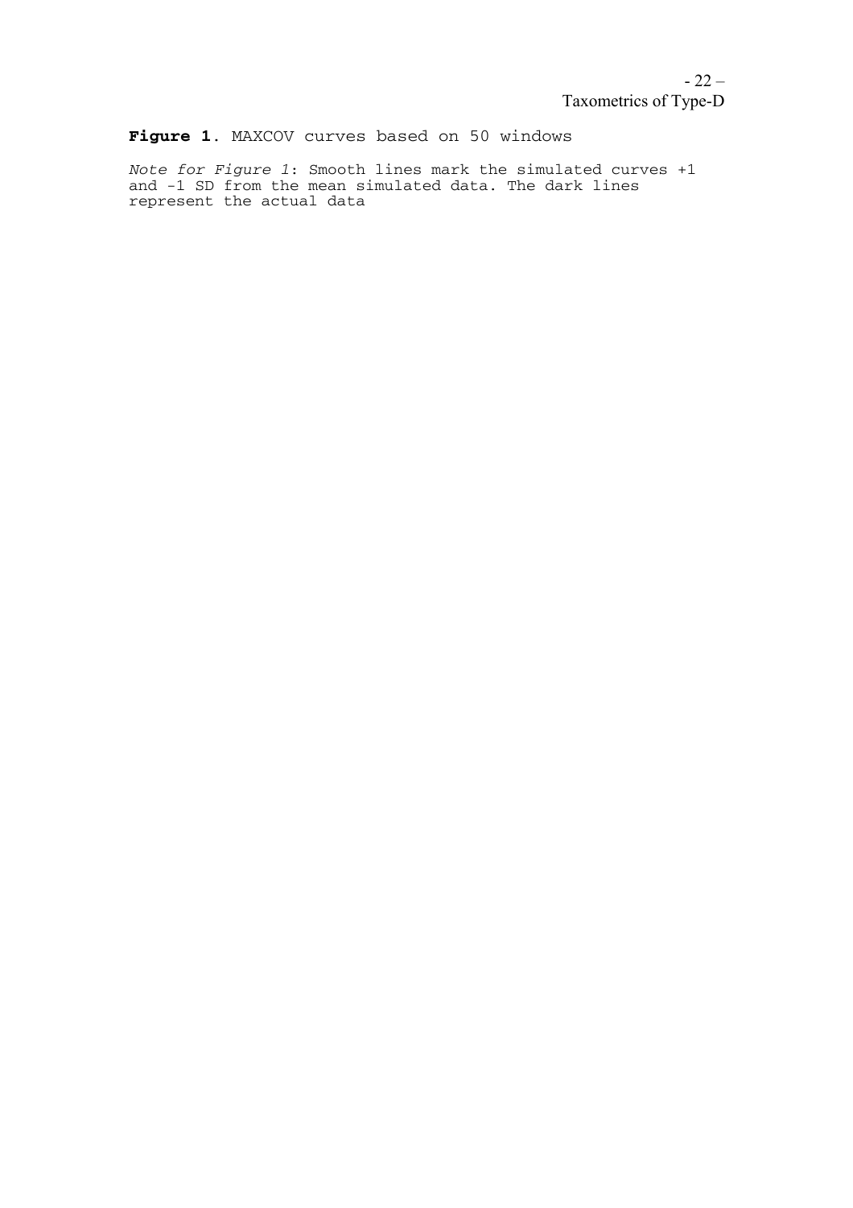**Figure 1**. MAXCOV curves based on 50 windows

*Note for Figure 1*: Smooth lines mark the simulated curves +1 and -1 SD from the mean simulated data. The dark lines represent the actual data